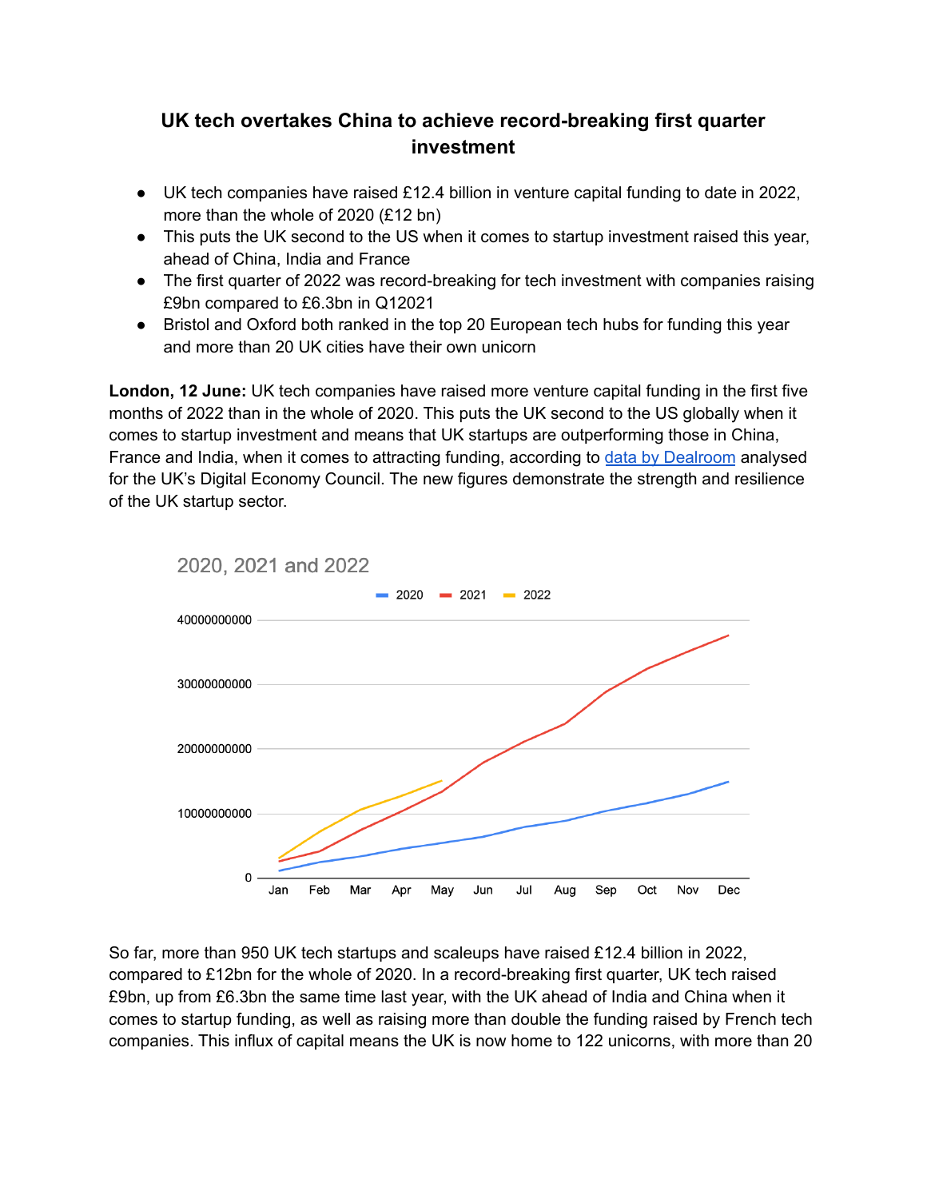# UK tech overtakes China to achieve record-breaking first quarter investment

- UK tech companies have raised £12.4 billion in venture capital funding to date in 2022, more than the whole of 2020 (£12 bn)
- This puts the UK second to the US when it comes to startup investment raised this year, ahead of China, India and France
- The first quarter of 2022 was record-breaking for tech investment with companies raising £9bn compared to £6.3bn in Q12021
- Bristol and Oxford both ranked in the top 20 European tech hubs for funding this year and more than 20 UK cities have their own unicorn

**London, 12 June:** UK tech companies have raised more venture capital funding in the first five months of 2022 than in the whole of 2020. This puts the UK second to the US globally when it comes to startup investment and means that UK startups are outperforming those in China, France and India, when it comes to attracting funding, according to [data by Dealroom](#) analysed for the UK's Digital Economy Council. The new figures demonstrate the strength and resilience of the UK startup sector.

So far, more than 950 UK tech startups and scaleups have raised £12.4 billion in 2022, compared to £12bn for the whole of 2020. In a record-breaking first quarter, UK tech raised £9bn, up from £6.3bn the same time last year, with the UK ahead of India and China when it comes to startup funding, as well as raising more than double the funding raised by French tech companies. This influx of capital means the UK is now home to 122 unicorns, with more than 20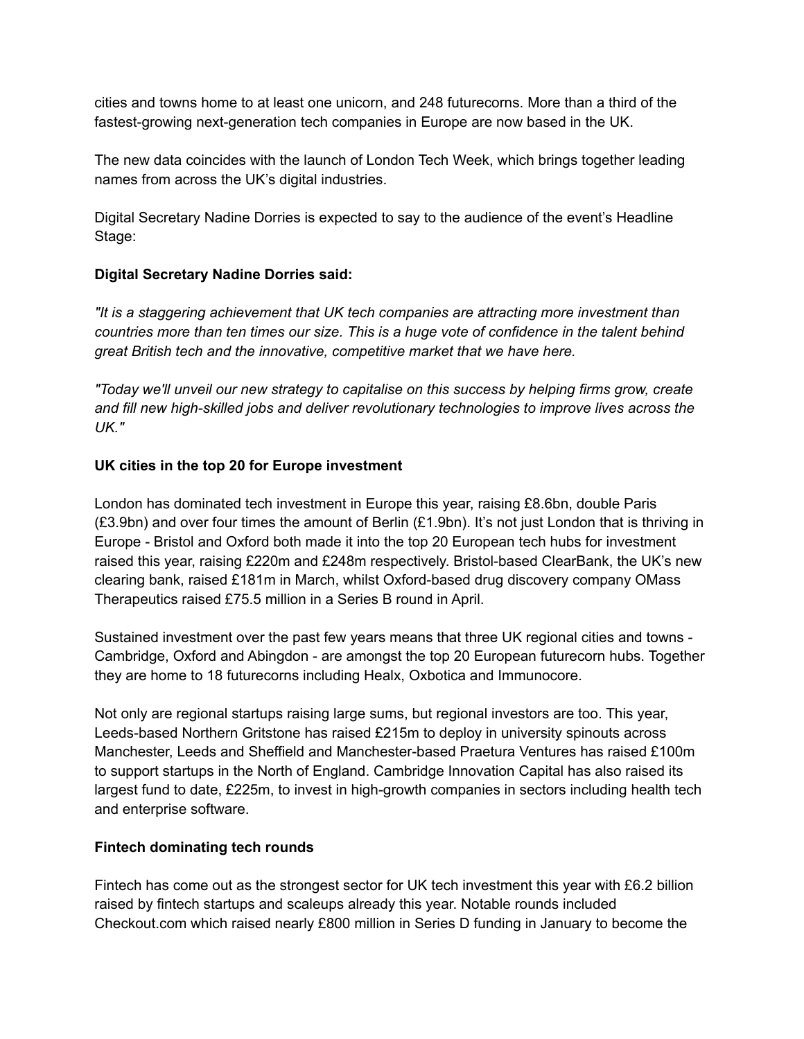cities and towns home to at least one unicorn, and 248 futurecorns. More than a third of the fastest-growing next-generation tech companies in Europe are now based in the UK.

The new data coincides with the launch of London Tech Week, which brings together leading names from across the UK's digital industries.

Digital Secretary Nadine Dorries is expected to say to the audience of the event's Headline Stage:

**Digital Secretary Nadine Dorries said:**

*"It is a staggering achievement that UK tech companies are attracting more investment than countries more than ten times our size. This is a huge vote of confidence in the talent behind great British tech and the innovative, competitive market that we have here.*

*"Today we'll unveil our new strategy to capitalise on this success by helping firms grow, create and fill new high-skilled jobs and deliver revolutionary technologies to improve lives across the UK."*

**UK cities in the top 20 for Europe investment**

London has dominated tech investment in Europe this year, raising £8.6bn, double Paris (£3.9bn) and over four times the amount of Berlin (£1.9bn). It's not just London that is thriving in Europe - Bristol and Oxford both made it into the top 20 European tech hubs for investment raised this year, raising £220m and £248m respectively. Bristol-based ClearBank, the UK's new clearing bank, raised £181m in March, whilst Oxford-based drug discovery company OMass Therapeutics raised £75.5 million in a Series B round in April.

Sustained investment over the past few years means that three UK regional cities and towns - Cambridge, Oxford and Abingdon - are amongst the top 20 European futurecorn hubs. Together they are home to 18 futurecorns including Healx, Oxbotica and Immunocore.

Not only are regional startups raising large sums, but regional investors are too. This year, Leeds-based Northern Gritstone has raised £215m to deploy in university spinouts across Manchester, Leeds and Sheffield and Manchester-based Praetura Ventures has raised £100m to support startups in the North of England. Cambridge Innovation Capital has also raised its largest fund to date, £225m, to invest in high-growth companies in sectors including health tech and enterprise software.

**Fintech dominating tech rounds**

Fintech has come out as the strongest sector for UK tech investment this year with £6.2 billion raised by fintech startups and scaleups already this year. Notable rounds included Checkout.com which raised nearly £800 million in Series D funding in January to become the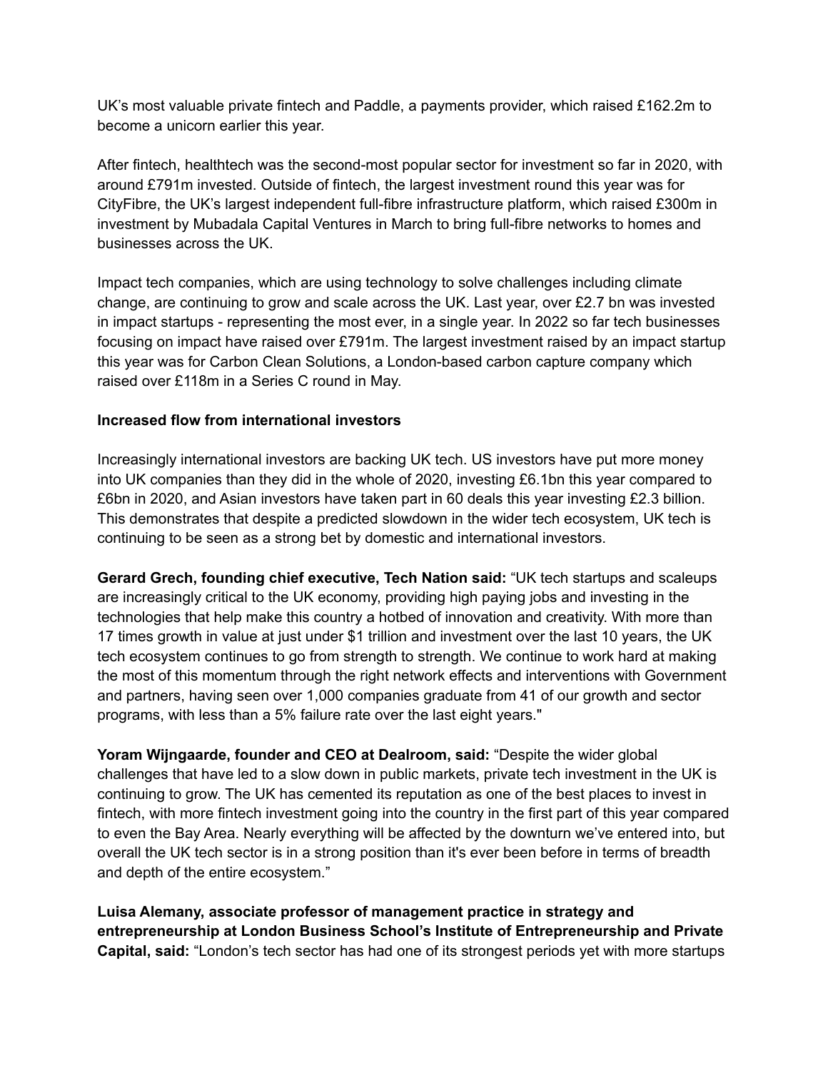UK's most valuable private fintech and Paddle, a payments provider, which raised £162.2m to become a unicorn earlier this year.

After fintech, healthtech was the second-most popular sector for investment so far in 2020, with around £791m invested. Outside of fintech, the largest investment round this year was for CityFibre, the UK's largest independent full-fibre infrastructure platform, which raised £300m in investment by Mubadala Capital Ventures in March to bring full-fibre networks to homes and businesses across the UK.

Impact tech companies, which are using technology to solve challenges including climate change, are continuing to grow and scale across the UK. Last year, over £2.7 bn was invested in impact startups - representing the most ever, in a single year. In 2022 so far tech businesses focusing on impact have raised over £791m. The largest investment raised by an impact startup this year was for Carbon Clean Solutions, a London-based carbon capture company which raised over £118m in a Series C round in May.

**Increased flow from international investors**

Increasingly international investors are backing UK tech. US investors have put more money into UK companies than they did in the whole of 2020, investing £6.1bn this year compared to £6bn in 2020, and Asian investors have taken part in 60 deals this year investing £2.3 billion. This demonstrates that despite a predicted slowdown in the wider tech ecosystem, UK tech is continuing to be seen as a strong bet by domestic and international investors.

**Gerard Grech, founding chief executive, Tech Nation said:** "UK tech startups and scaleups are increasingly critical to the UK economy, providing high paying jobs and investing in the technologies that help make this country a hotbed of innovation and creativity. With more than 17 times growth in value at just under $1 trillion and investment over the last 10 years, the UK tech ecosystem continues to go from strength to strength. We continue to work hard at making the most of this momentum through the right network effects and interventions with Government and partners, having seen over 1,000 companies graduate from 41 of our growth and sector programs, with less than a 5% failure rate over the last eight years."

**Yoram Wijngaarde, founder and CEO at Dealroom, said:** "Despite the wider global challenges that have led to a slow down in public markets, private tech investment in the UK is continuing to grow. The UK has cemented its reputation as one of the best places to invest in fintech, with more fintech investment going into the country in the first part of this year compared to even the Bay Area. Nearly everything will be affected by the downturn we've entered into, but overall the UK tech sector is in a strong position than it's ever been before in terms of breadth and depth of the entire ecosystem."

**Luisa Alemany, associate professor of management practice in strategy and entrepreneurship at London Business School's Institute of Entrepreneurship and Private Capital, said:** "London's tech sector has had one of its strongest periods yet with more startups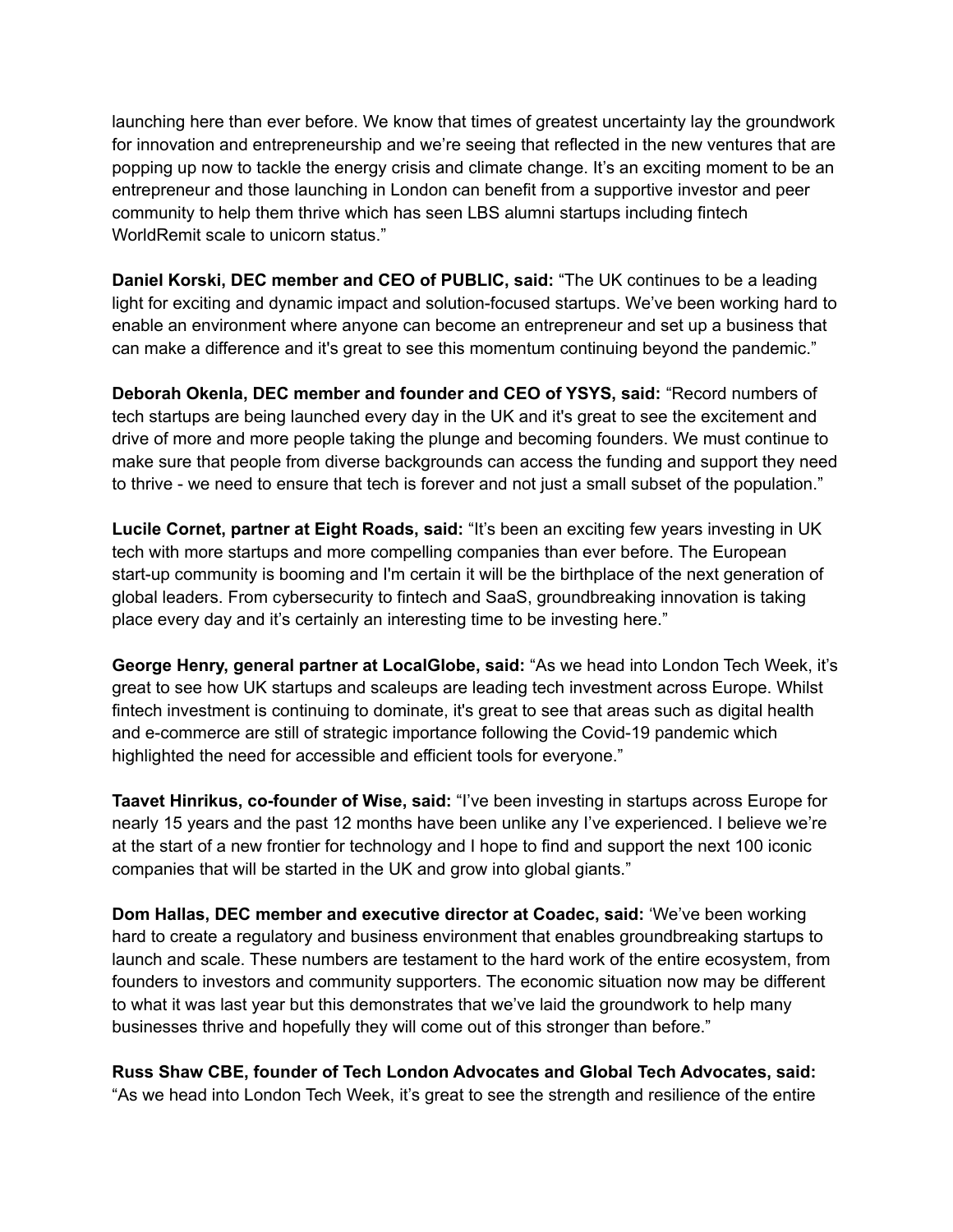launching here than ever before. We know that times of greatest uncertainty lay the groundwork for innovation and entrepreneurship and we're seeing that reflected in the new ventures that are popping up now to tackle the energy crisis and climate change. It's an exciting moment to be an entrepreneur and those launching in London can benefit from a supportive investor and peer community to help them thrive which has seen LBS alumni startups including fintech WorldRemit scale to unicorn status."

**Daniel Korski, DEC member and CEO of PUBLIC, said:** "The UK continues to be a leading light for exciting and dynamic impact and solution-focused startups. We've been working hard to enable an environment where anyone can become an entrepreneur and set up a business that can make a difference and it's great to see this momentum continuing beyond the pandemic."

**Deborah Okenla, DEC member and founder and CEO of YSYS, said:** "Record numbers of tech startups are being launched every day in the UK and it's great to see the excitement and drive of more and more people taking the plunge and becoming founders. We must continue to make sure that people from diverse backgrounds can access the funding and support they need to thrive - we need to ensure that tech is forever and not just a small subset of the population."

**Lucile Cornet, partner at Eight Roads, said:** "It's been an exciting few years investing in UK tech with more startups and more compelling companies than ever before. The European start-up community is booming and I'm certain it will be the birthplace of the next generation of global leaders. From cybersecurity to fintech and SaaS, groundbreaking innovation is taking place every day and it's certainly an interesting time to be investing here."

**George Henry, general partner at LocalGlobe, said:** "As we head into London Tech Week, it's great to see how UK startups and scaleups are leading tech investment across Europe. Whilst fintech investment is continuing to dominate, it's great to see that areas such as digital health and e-commerce are still of strategic importance following the Covid-19 pandemic which highlighted the need for accessible and efficient tools for everyone."

**Taavet Hinrikus, co-founder of Wise, said:** "I've been investing in startups across Europe for nearly 15 years and the past 12 months have been unlike any I've experienced. I believe we're at the start of a new frontier for technology and I hope to find and support the next 100 iconic companies that will be started in the UK and grow into global giants."

**Dom Hallas, DEC member and executive director at Coadec, said:** 'We've been working hard to create a regulatory and business environment that enables groundbreaking startups to launch and scale. These numbers are testament to the hard work of the entire ecosystem, from founders to investors and community supporters. The economic situation now may be different to what it was last year but this demonstrates that we've laid the groundwork to help many businesses thrive and hopefully they will come out of this stronger than before."

**Russ Shaw CBE, founder of Tech London Advocates and Global Tech Advocates, said:** "As we head into London Tech Week, it's great to see the strength and resilience of the entire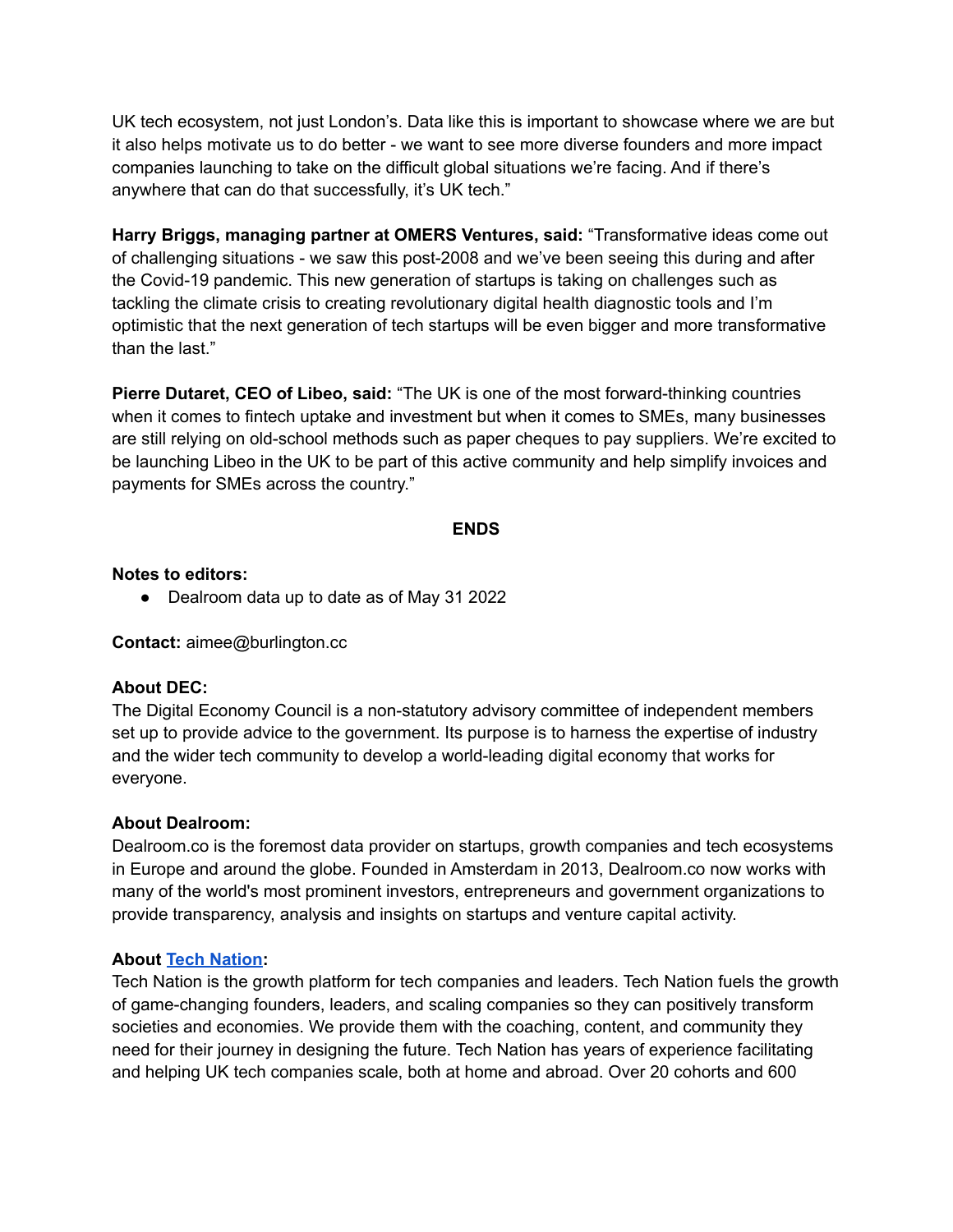UK tech ecosystem, not just London's. Data like this is important to showcase where we are but it also helps motivate us to do better - we want to see more diverse founders and more impact companies launching to take on the difficult global situations we're facing. And if there's anywhere that can do that successfully, it's UK tech."

**Harry Briggs, managing partner at OMERS Ventures, said:** "Transformative ideas come out of challenging situations - we saw this post-2008 and we've been seeing this during and after the Covid-19 pandemic. This new generation of startups is taking on challenges such as tackling the climate crisis to creating revolutionary digital health diagnostic tools and I'm optimistic that the next generation of tech startups will be even bigger and more transformative than the last."

**Pierre Dutaret, CEO of Libeo, said:** "The UK is one of the most forward-thinking countries when it comes to fintech uptake and investment but when it comes to SMEs, many businesses are still relying on old-school methods such as paper cheques to pay suppliers. We're excited to be launching Libeo in the UK to be part of this active community and help simplify invoices and payments for SMEs across the country."

**ENDS**

**Notes to editors:**

- Dealroom data up to date as of May 31 2022

**Contact:** aimee@burlington.cc

**About DEC:**
The Digital Economy Council is a non-statutory advisory committee of independent members set up to provide advice to the government. Its purpose is to harness the expertise of industry and the wider tech community to develop a world-leading digital economy that works for everyone.

**About Dealroom:**
Dealroom.co is the foremost data provider on startups, growth companies and tech ecosystems in Europe and around the globe. Founded in Amsterdam in 2013, Dealroom.co now works with many of the world's most prominent investors, entrepreneurs and government organizations to provide transparency, analysis and insights on startups and venture capital activity.

**About Tech Nation:**
Tech Nation is the growth platform for tech companies and leaders. Tech Nation fuels the growth of game-changing founders, leaders, and scaling companies so they can positively transform societies and economies. We provide them with the coaching, content, and community they need for their journey in designing the future. Tech Nation has years of experience facilitating and helping UK tech companies scale, both at home and abroad. Over 20 cohorts and 600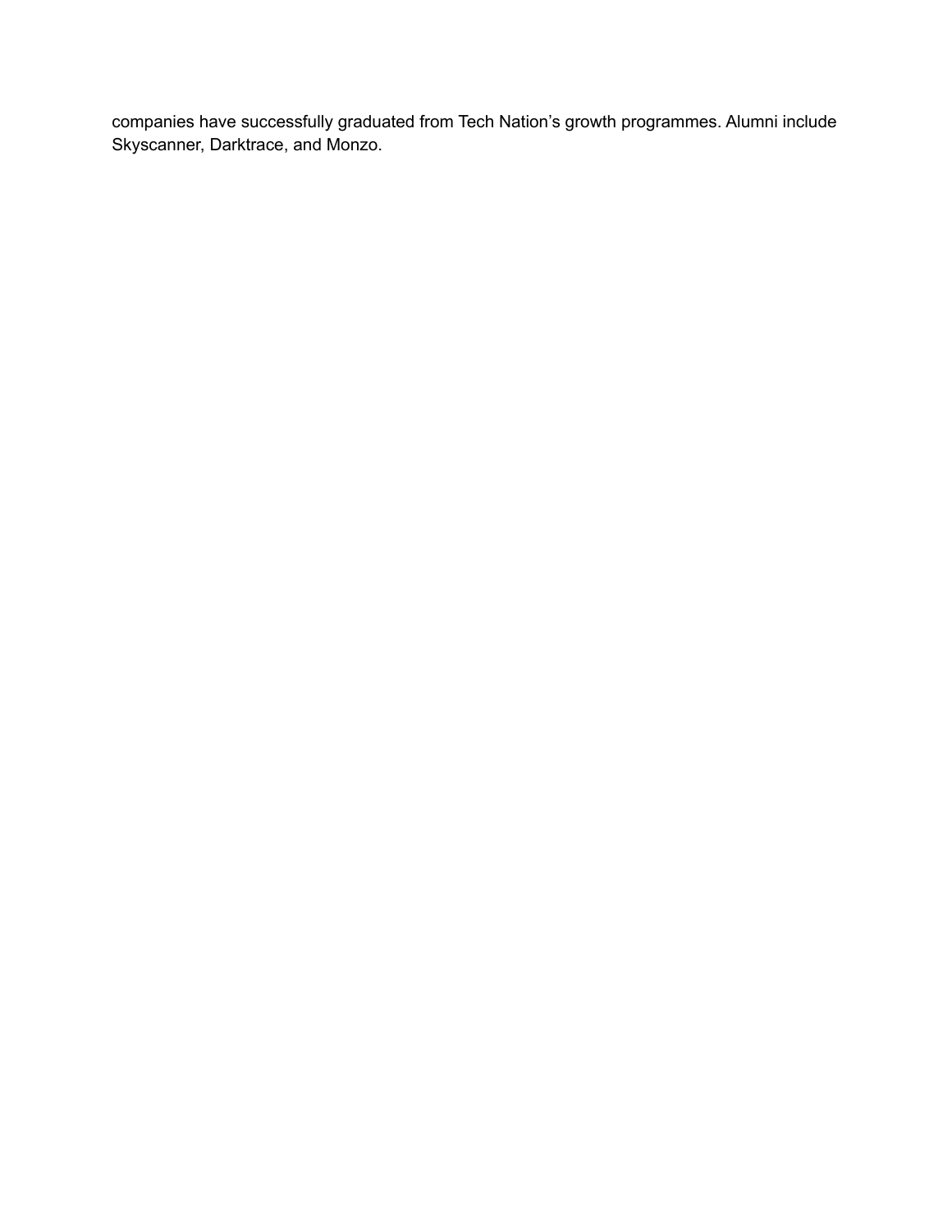companies have successfully graduated from Tech Nation's growth programmes. Alumni include Skyscanner, Darktrace, and Monzo.